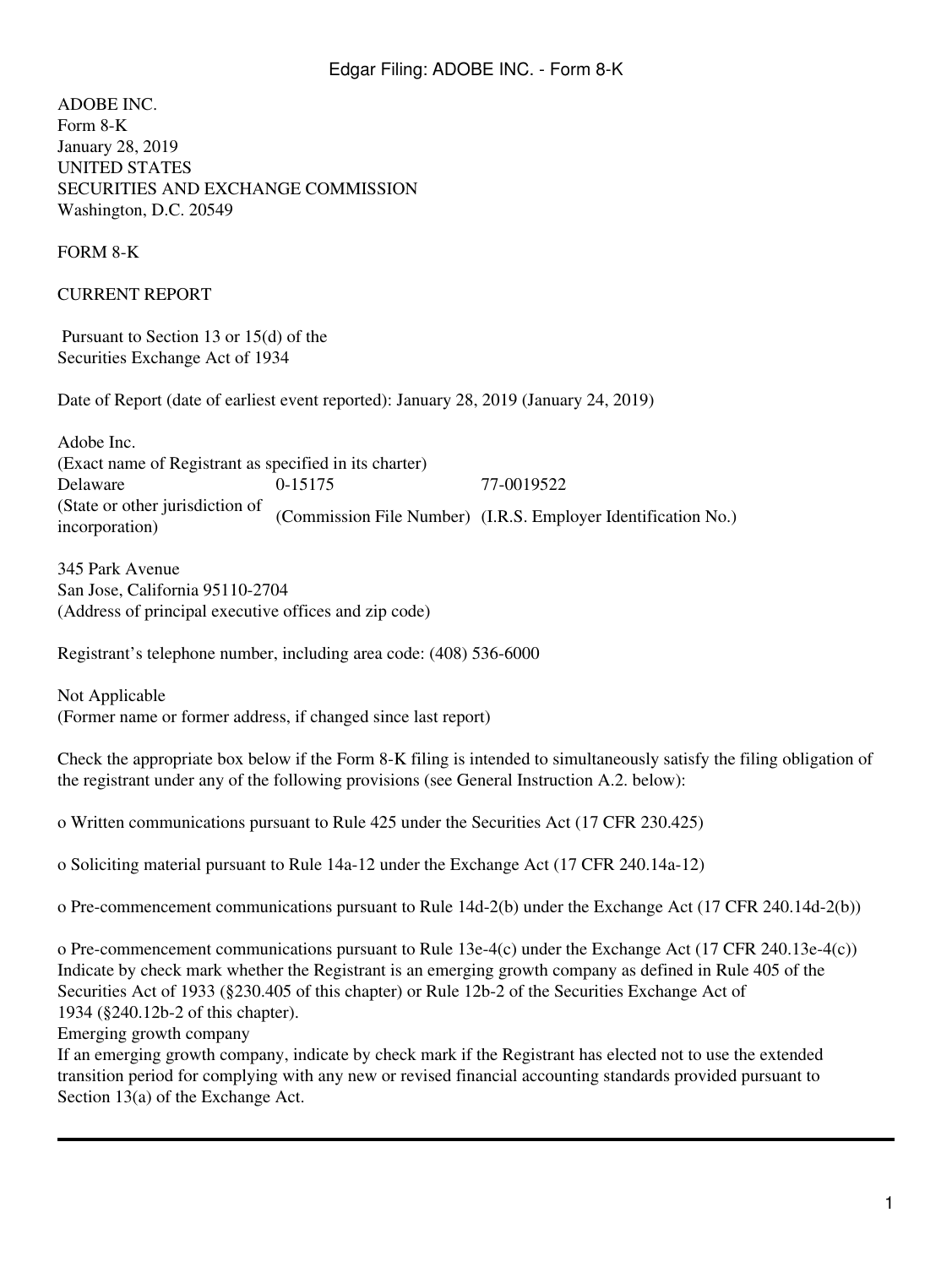ADOBE INC.
Form 8-K
January 28, 2019
UNITED STATES
SECURITIES AND EXCHANGE COMMISSION
Washington, D.C. 20549

FORM 8-K

CURRENT REPORT

Pursuant to Section 13 or 15(d) of the
Securities Exchange Act of 1934

Date of Report (date of earliest event reported): January 28, 2019 (January 24, 2019)

Adobe Inc.
(Exact name of Registrant as specified in its charter)

| Delaware | 0-15175 | 77-0019522 |
|---|---|---|
| (State or other jurisdiction of incorporation) | (Commission File Number) | (I.R.S. Employer Identification No.) |

345 Park Avenue
San Jose, California 95110-2704
(Address of principal executive offices and zip code)

Registrant's telephone number, including area code: (408) 536-6000

Not Applicable
(Former name or former address, if changed since last report)

Check the appropriate box below if the Form 8-K filing is intended to simultaneously satisfy the filing obligation of the registrant under any of the following provisions (see General Instruction A.2. below):

o Written communications pursuant to Rule 425 under the Securities Act (17 CFR 230.425)

o Soliciting material pursuant to Rule 14a-12 under the Exchange Act (17 CFR 240.14a-12)

o Pre-commencement communications pursuant to Rule 14d-2(b) under the Exchange Act (17 CFR 240.14d-2(b))

o Pre-commencement communications pursuant to Rule 13e-4(c) under the Exchange Act (17 CFR 240.13e-4(c))
Indicate by check mark whether the Registrant is an emerging growth company as defined in Rule 405 of the Securities Act of 1933 (§230.405 of this chapter) or Rule 12b-2 of the Securities Exchange Act of 1934 (§240.12b-2 of this chapter).
Emerging growth company
If an emerging growth company, indicate by check mark if the Registrant has elected not to use the extended transition period for complying with any new or revised financial accounting standards provided pursuant to Section 13(a) of the Exchange Act.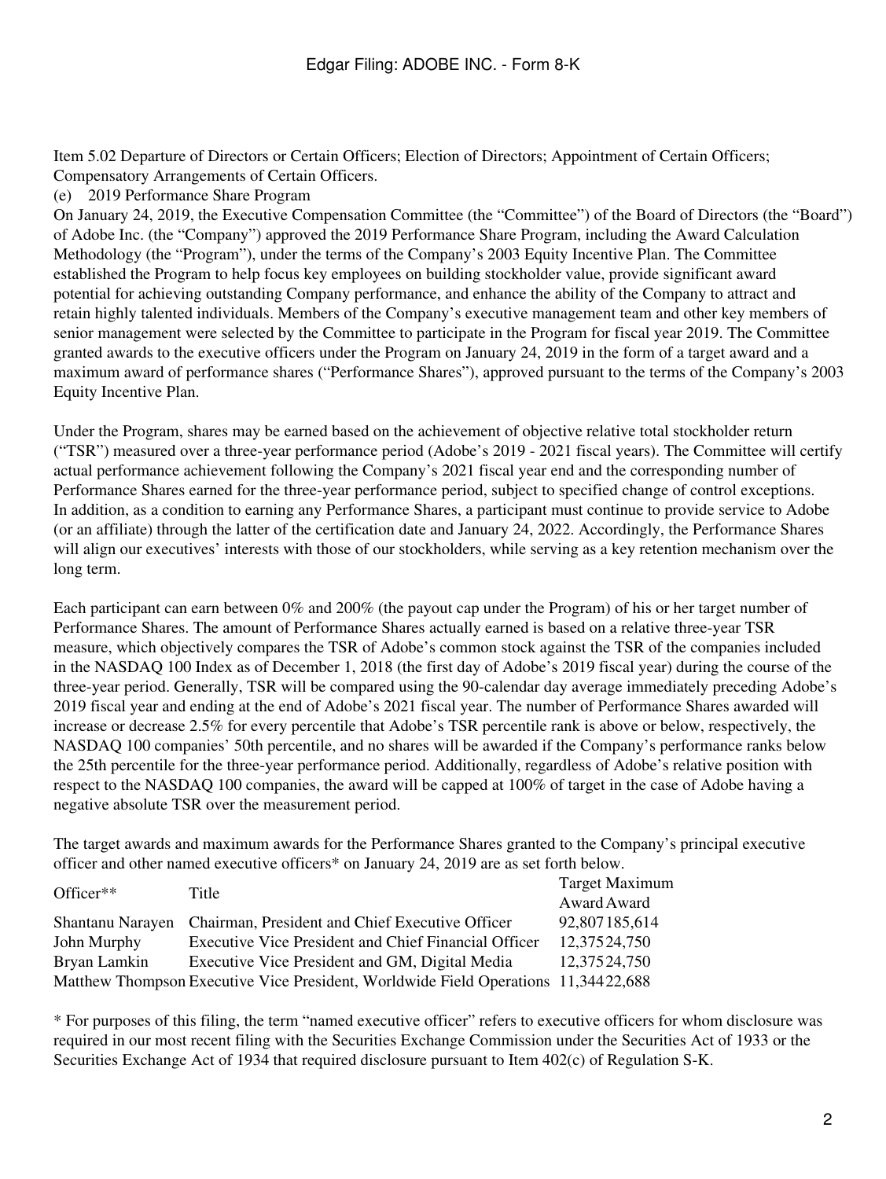Item 5.02 Departure of Directors or Certain Officers; Election of Directors; Appointment of Certain Officers; Compensatory Arrangements of Certain Officers.

(e) 2019 Performance Share Program

On January 24, 2019, the Executive Compensation Committee (the "Committee") of the Board of Directors (the "Board") of Adobe Inc. (the "Company") approved the 2019 Performance Share Program, including the Award Calculation Methodology (the "Program"), under the terms of the Company's 2003 Equity Incentive Plan. The Committee established the Program to help focus key employees on building stockholder value, provide significant award potential for achieving outstanding Company performance, and enhance the ability of the Company to attract and retain highly talented individuals. Members of the Company's executive management team and other key members of senior management were selected by the Committee to participate in the Program for fiscal year 2019. The Committee granted awards to the executive officers under the Program on January 24, 2019 in the form of a target award and a maximum award of performance shares ("Performance Shares"), approved pursuant to the terms of the Company's 2003 Equity Incentive Plan.

Under the Program, shares may be earned based on the achievement of objective relative total stockholder return ("TSR") measured over a three-year performance period (Adobe's 2019 - 2021 fiscal years). The Committee will certify actual performance achievement following the Company's 2021 fiscal year end and the corresponding number of Performance Shares earned for the three-year performance period, subject to specified change of control exceptions. In addition, as a condition to earning any Performance Shares, a participant must continue to provide service to Adobe (or an affiliate) through the latter of the certification date and January 24, 2022. Accordingly, the Performance Shares will align our executives' interests with those of our stockholders, while serving as a key retention mechanism over the long term.

Each participant can earn between 0% and 200% (the payout cap under the Program) of his or her target number of Performance Shares. The amount of Performance Shares actually earned is based on a relative three-year TSR measure, which objectively compares the TSR of Adobe's common stock against the TSR of the companies included in the NASDAQ 100 Index as of December 1, 2018 (the first day of Adobe's 2019 fiscal year) during the course of the three-year period. Generally, TSR will be compared using the 90-calendar day average immediately preceding Adobe's 2019 fiscal year and ending at the end of Adobe's 2021 fiscal year. The number of Performance Shares awarded will increase or decrease 2.5% for every percentile that Adobe's TSR percentile rank is above or below, respectively, the NASDAQ 100 companies' 50th percentile, and no shares will be awarded if the Company's performance ranks below the 25th percentile for the three-year performance period. Additionally, regardless of Adobe's relative position with respect to the NASDAQ 100 companies, the award will be capped at 100% of target in the case of Adobe having a negative absolute TSR over the measurement period.

The target awards and maximum awards for the Performance Shares granted to the Company's principal executive officer and other named executive officers* on January 24, 2019 are as set forth below.

| Officer** | Title | Target Award | Maximum Award |
|---|---|---|---|
| Shantanu Narayen | Chairman, President and Chief Executive Officer | 92,807 | 185,614 |
| John Murphy | Executive Vice President and Chief Financial Officer | 12,375 | 24,750 |
| Bryan Lamkin | Executive Vice President and GM, Digital Media | 12,375 | 24,750 |
| Matthew Thompson | Executive Vice President, Worldwide Field Operations | 11,344 | 22,688 |

* For purposes of this filing, the term "named executive officer" refers to executive officers for whom disclosure was required in our most recent filing with the Securities Exchange Commission under the Securities Act of 1933 or the Securities Exchange Act of 1934 that required disclosure pursuant to Item 402(c) of Regulation S-K.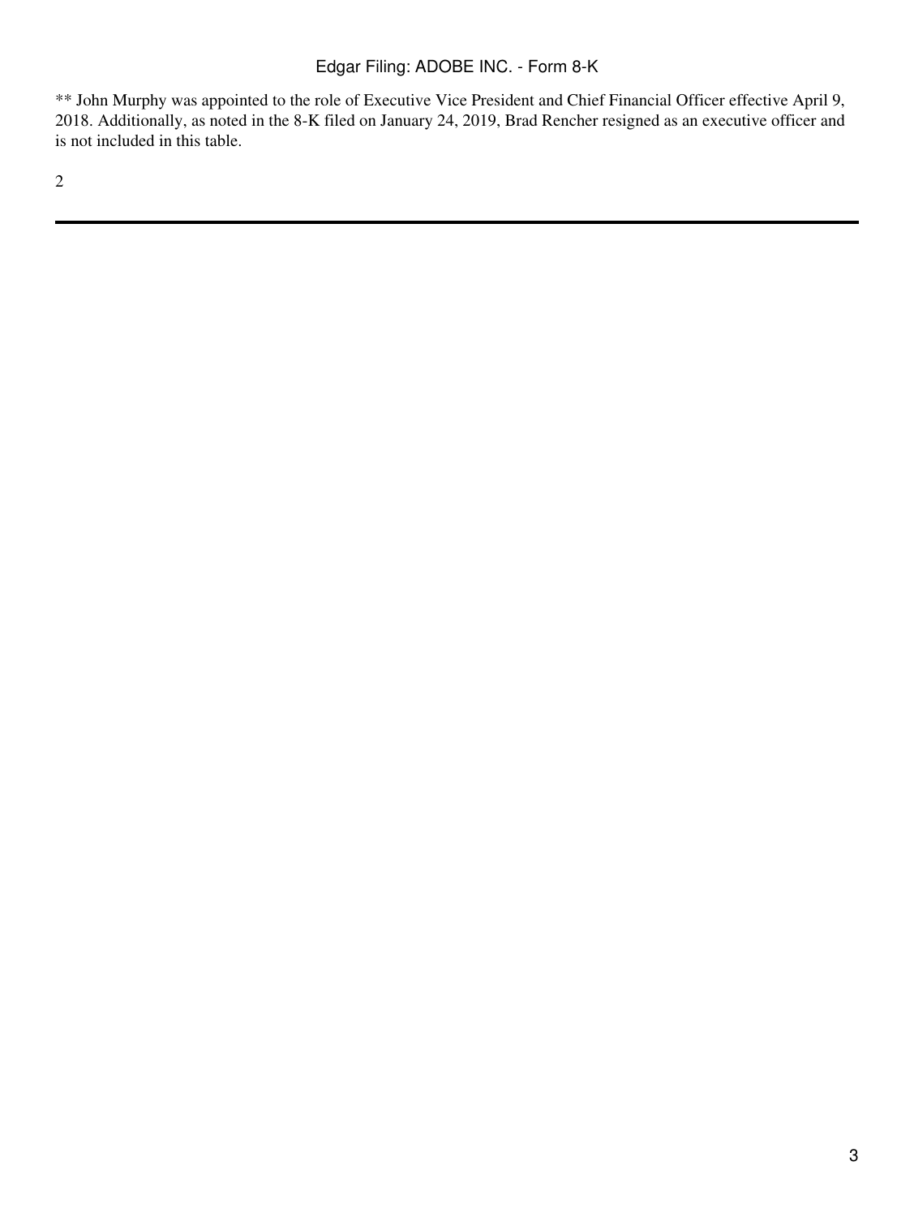** John Murphy was appointed to the role of Executive Vice President and Chief Financial Officer effective April 9, 2018. Additionally, as noted in the 8-K filed on January 24, 2019, Brad Rencher resigned as an executive officer and is not included in this table.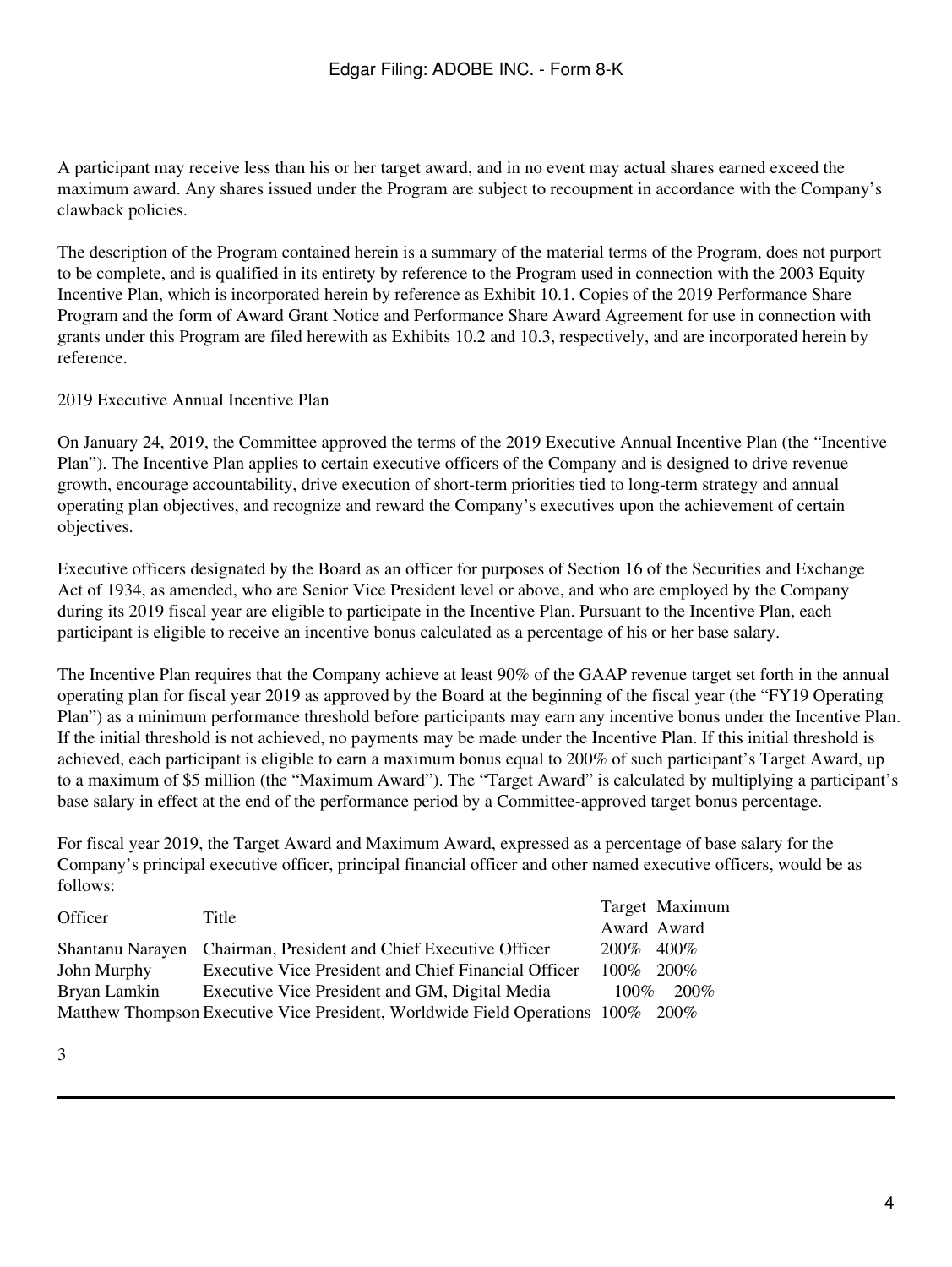A participant may receive less than his or her target award, and in no event may actual shares earned exceed the maximum award. Any shares issued under the Program are subject to recoupment in accordance with the Company's clawback policies.

The description of the Program contained herein is a summary of the material terms of the Program, does not purport to be complete, and is qualified in its entirety by reference to the Program used in connection with the 2003 Equity Incentive Plan, which is incorporated herein by reference as Exhibit 10.1. Copies of the 2019 Performance Share Program and the form of Award Grant Notice and Performance Share Award Agreement for use in connection with grants under this Program are filed herewith as Exhibits 10.2 and 10.3, respectively, and are incorporated herein by reference.

2019 Executive Annual Incentive Plan

On January 24, 2019, the Committee approved the terms of the 2019 Executive Annual Incentive Plan (the "Incentive Plan"). The Incentive Plan applies to certain executive officers of the Company and is designed to drive revenue growth, encourage accountability, drive execution of short-term priorities tied to long-term strategy and annual operating plan objectives, and recognize and reward the Company's executives upon the achievement of certain objectives.

Executive officers designated by the Board as an officer for purposes of Section 16 of the Securities and Exchange Act of 1934, as amended, who are Senior Vice President level or above, and who are employed by the Company during its 2019 fiscal year are eligible to participate in the Incentive Plan. Pursuant to the Incentive Plan, each participant is eligible to receive an incentive bonus calculated as a percentage of his or her base salary.

The Incentive Plan requires that the Company achieve at least 90% of the GAAP revenue target set forth in the annual operating plan for fiscal year 2019 as approved by the Board at the beginning of the fiscal year (the "FY19 Operating Plan") as a minimum performance threshold before participants may earn any incentive bonus under the Incentive Plan. If the initial threshold is not achieved, no payments may be made under the Incentive Plan. If this initial threshold is achieved, each participant is eligible to earn a maximum bonus equal to 200% of such participant's Target Award, up to a maximum of $5 million (the "Maximum Award"). The "Target Award" is calculated by multiplying a participant's base salary in effect at the end of the performance period by a Committee-approved target bonus percentage.

For fiscal year 2019, the Target Award and Maximum Award, expressed as a percentage of base salary for the Company's principal executive officer, principal financial officer and other named executive officers, would be as follows:

| Officer | Title | Target Award | Maximum Award |
|---|---|---|---|
| Shantanu Narayen | Chairman, President and Chief Executive Officer | 200% | 400% |
| John Murphy | Executive Vice President and Chief Financial Officer | 100% | 200% |
| Bryan Lamkin | Executive Vice President and GM, Digital Media | 100% | 200% |
| Matthew Thompson | Executive Vice President, Worldwide Field Operations | 100% | 200% |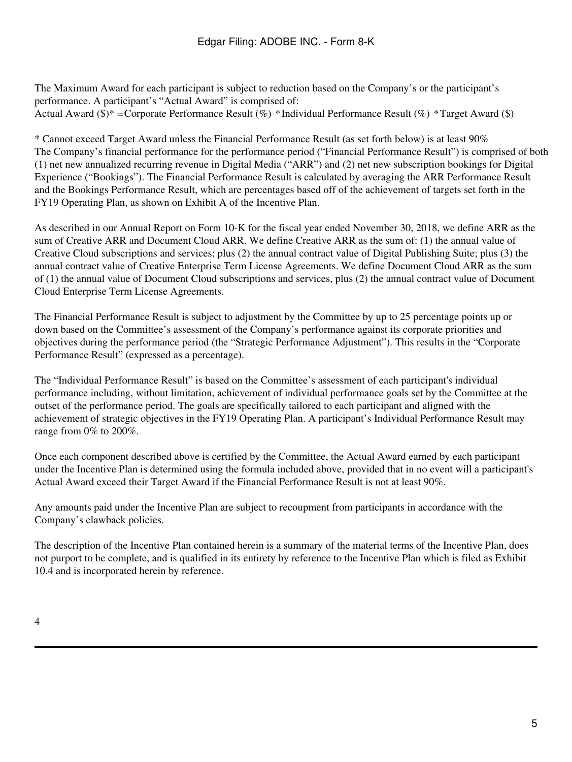The Maximum Award for each participant is subject to reduction based on the Company's or the participant's performance. A participant's "Actual Award" is comprised of:

Actual Award ($)* = Corporate Performance Result (%) * Individual Performance Result (%) * Target Award ($)

* Cannot exceed Target Award unless the Financial Performance Result (as set forth below) is at least 90%

The Company's financial performance for the performance period ("Financial Performance Result") is comprised of both (1) net new annualized recurring revenue in Digital Media ("ARR") and (2) net new subscription bookings for Digital Experience ("Bookings"). The Financial Performance Result is calculated by averaging the ARR Performance Result and the Bookings Performance Result, which are percentages based off of the achievement of targets set forth in the FY19 Operating Plan, as shown on Exhibit A of the Incentive Plan.

As described in our Annual Report on Form 10-K for the fiscal year ended November 30, 2018, we define ARR as the sum of Creative ARR and Document Cloud ARR. We define Creative ARR as the sum of: (1) the annual value of Creative Cloud subscriptions and services; plus (2) the annual contract value of Digital Publishing Suite; plus (3) the annual contract value of Creative Enterprise Term License Agreements. We define Document Cloud ARR as the sum of (1) the annual value of Document Cloud subscriptions and services, plus (2) the annual contract value of Document Cloud Enterprise Term License Agreements.

The Financial Performance Result is subject to adjustment by the Committee by up to 25 percentage points up or down based on the Committee's assessment of the Company's performance against its corporate priorities and objectives during the performance period (the "Strategic Performance Adjustment"). This results in the "Corporate Performance Result" (expressed as a percentage).

The "Individual Performance Result" is based on the Committee's assessment of each participant's individual performance including, without limitation, achievement of individual performance goals set by the Committee at the outset of the performance period. The goals are specifically tailored to each participant and aligned with the achievement of strategic objectives in the FY19 Operating Plan. A participant's Individual Performance Result may range from 0% to 200%.

Once each component described above is certified by the Committee, the Actual Award earned by each participant under the Incentive Plan is determined using the formula included above, provided that in no event will a participant's Actual Award exceed their Target Award if the Financial Performance Result is not at least 90%.

Any amounts paid under the Incentive Plan are subject to recoupment from participants in accordance with the Company's clawback policies.

The description of the Incentive Plan contained herein is a summary of the material terms of the Incentive Plan, does not purport to be complete, and is qualified in its entirety by reference to the Incentive Plan which is filed as Exhibit 10.4 and is incorporated herein by reference.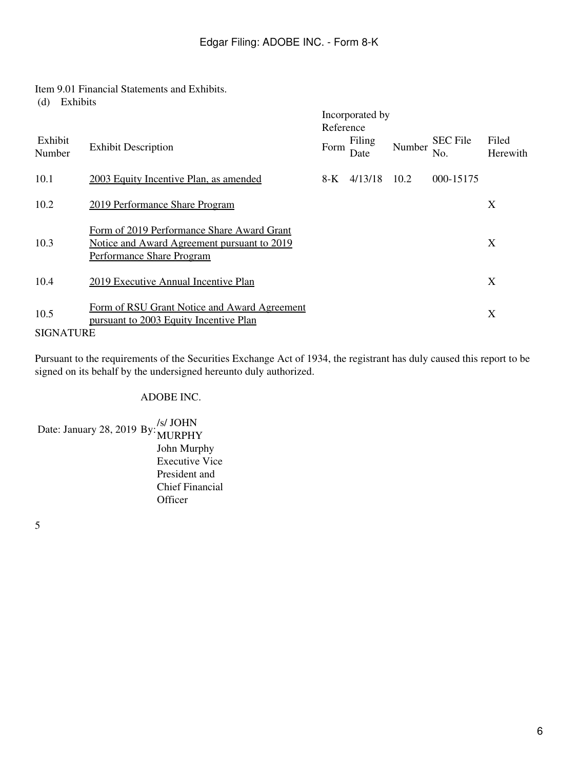Item 9.01 Financial Statements and Exhibits.

(d) Exhibits

| Exhibit Number | Exhibit Description | Incorporated by Reference | | | | Filed Herewith |
|---|---|---|---|---|---|---|
| | | Form | Filing Date | Number | SEC File No. | |
| 10.1 | 2003 Equity Incentive Plan, as amended | 8-K | 4/13/18 | 10.2 | 000-15175 | |
| 10.2 | 2019 Performance Share Program | | | | | X |
| 10.3 | Form of 2019 Performance Share Award Grant Notice and Award Agreement pursuant to 2019 Performance Share Program | | | | | X |
| 10.4 | 2019 Executive Annual Incentive Plan | | | | | X |
| 10.5 | Form of RSU Grant Notice and Award Agreement pursuant to 2003 Equity Incentive Plan | | | | | X |

SIGNATURE

Pursuant to the requirements of the Securities Exchange Act of 1934, the registrant has duly caused this report to be signed on its behalf by the undersigned hereunto duly authorized.

ADOBE INC.

Date: January 28, 2019 By: /s/ JOHN MURPHY

John Murphy

Executive Vice President and Chief Financial Officer

5